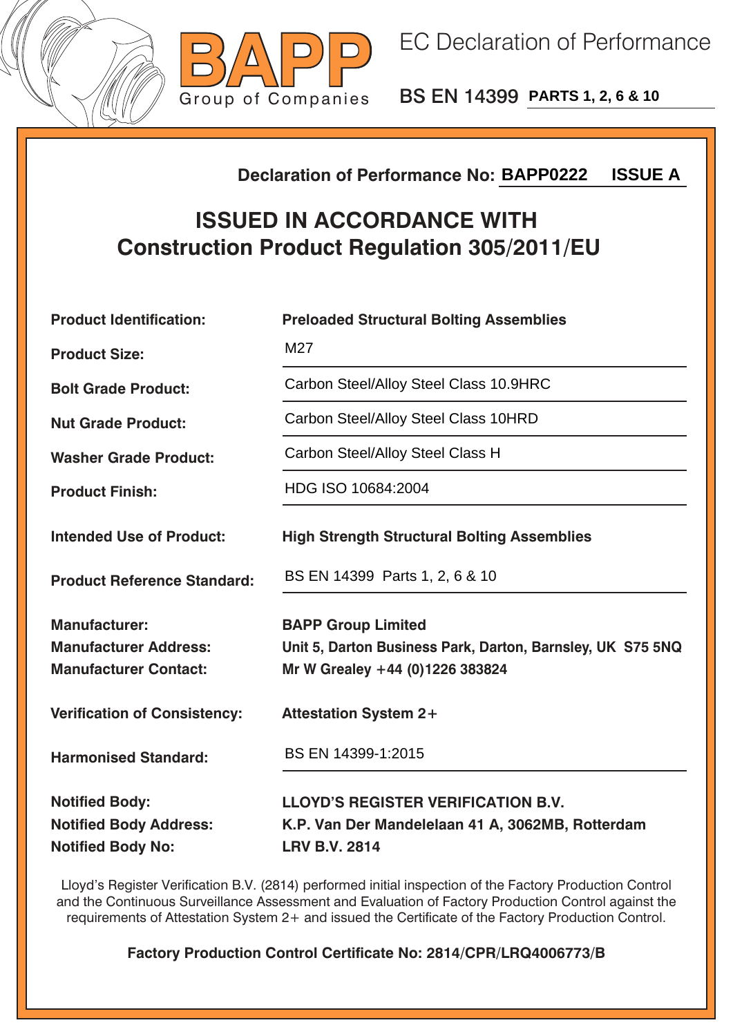**BAPP**
Group of Companies

# EC Declaration of Performance

## BS EN 14399 PARTS 1, 2, 6 & 10

**Declaration of Performance No: BAPP0222 ISSUE A**

## ISSUED IN ACCORDANCE WITH Construction Product Regulation 305/2011/EU

**Product Identification:** **Preloaded Structural Bolting Assemblies**

**Product Size:** M27

**Bolt Grade Product:** Carbon Steel/Alloy Steel Class 10.9HRC

**Nut Grade Product:** Carbon Steel/Alloy Steel Class 10HRD

**Washer Grade Product:** Carbon Steel/Alloy Steel Class H

**Product Finish:** HDG ISO 10684:2004

**Intended Use of Product:** **High Strength Structural Bolting Assemblies**

**Product Reference Standard:** BS EN 14399 Parts 1, 2, 6 & 10

**Manufacturer:** **BAPP Group Limited**
**Manufacturer Address:** **Unit 5, Darton Business Park, Darton, Barnsley, UK S75 5NQ**
**Manufacturer Contact:** **Mr W Grealey +44 (0)1226 383824**

**Verification of Consistency:** **Attestation System 2+**

**Harmonised Standard:** BS EN 14399-1:2015

**Notified Body:** **LLOYD'S REGISTER VERIFICATION B.V.**
**Notified Body Address:** **K.P. Van Der Mandelelaan 41 A, 3062MB, Rotterdam**
**Notified Body No:** **LRV B.V. 2814**

Lloyd's Register Verification B.V. (2814) performed initial inspection of the Factory Production Control and the Continuous Surveillance Assessment and Evaluation of Factory Production Control against the requirements of Attestation System 2+ and issued the Certificate of the Factory Production Control.

**Factory Production Control Certificate No: 2814/CPR/LRQ4006773/B**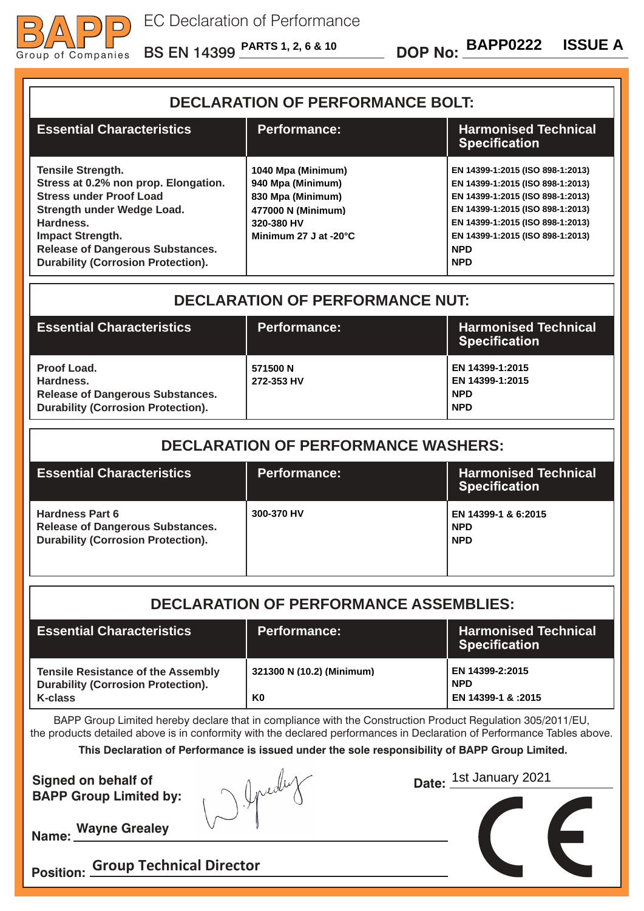EC Declaration of Performance

BS EN 14399 PARTS 1, 2, 6 & 10 — DOP No: BAPP0222 ISSUE A

## DECLARATION OF PERFORMANCE BOLT:

| Essential Characteristics | Performance: | Harmonised Technical Specification |
|---|---|---|
| Tensile Strength. | 1040 Mpa (Minimum) | EN 14399-1:2015 (ISO 898-1:2013) |
| Stress at 0.2% non prop. Elongation. | 940 Mpa (Minimum) | EN 14399-1:2015 (ISO 898-1:2013) |
| Stress under Proof Load | 830 Mpa (Minimum) | EN 14399-1:2015 (ISO 898-1:2013) |
| Strength under Wedge Load. | 477000 N (Minimum) | EN 14399-1:2015 (ISO 898-1:2013) |
| Hardness. | 320-380 HV | EN 14399-1:2015 (ISO 898-1:2013) |
| Impact Strength. | Minimum 27 J at -20°C | EN 14399-1:2015 (ISO 898-1:2013) |
| Release of Dangerous Substances. | | NPD |
| Durability (Corrosion Protection). | | NPD |

## DECLARATION OF PERFORMANCE NUT:

| Essential Characteristics | Performance: | Harmonised Technical Specification |
|---|---|---|
| Proof Load. | 571500 N | EN 14399-1:2015 |
| Hardness. | 272-353 HV | EN 14399-1:2015 |
| Release of Dangerous Substances. | | NPD |
| Durability (Corrosion Protection). | | NPD |

## DECLARATION OF PERFORMANCE WASHERS:

| Essential Characteristics | Performance: | Harmonised Technical Specification |
|---|---|---|
| Hardness Part 6 | 300-370 HV | EN 14399-1 & 6:2015 |
| Release of Dangerous Substances. | | NPD |
| Durability (Corrosion Protection). | | NPD |

## DECLARATION OF PERFORMANCE ASSEMBLIES:

| Essential Characteristics | Performance: | Harmonised Technical Specification |
|---|---|---|
| Tensile Resistance of the Assembly | 321300 N (10.2) (Minimum) | EN 14399-2:2015 |
| Durability (Corrosion Protection). | | NPD |
| K-class | K0 | EN 14399-1 & :2015 |

BAPP Group Limited hereby declare that in compliance with the Construction Product Regulation 305/2011/EU, the products detailed above is in conformity with the declared performances in Declaration of Performance Tables above.

**This Declaration of Performance is issued under the sole responsibility of BAPP Group Limited.**

**Signed on behalf of BAPP Group Limited by:**

**Date:** 1st January 2021

**Name:** Wayne Grealey

**Position:** Group Technical Director

CE